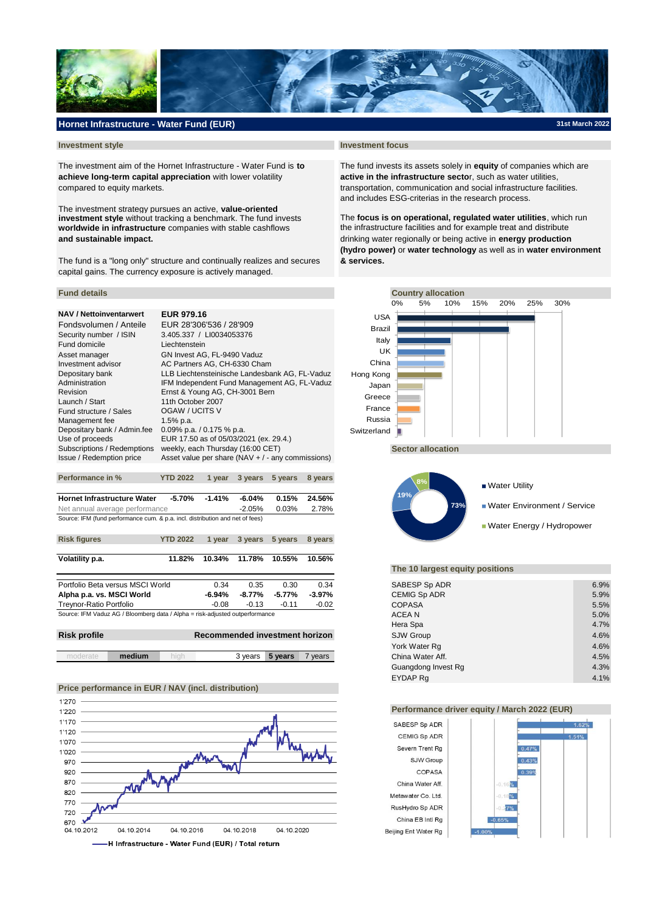# Hornet Infrastructure - Water Fund (EUR)

31st March 2022

## Investment style

The investment aim of the Hornet Infrastructure - Water Fund is **to achieve long-term capital appreciation** with lower volatility compared to equity markets.

The investment strategy pursues an active, **value-oriented investment style** without tracking a benchmark. The fund invests **worldwide in infrastructure** companies with stable cashflows **and sustainable impact.**

The fund is a "long only" structure and continually realizes and secures capital gains. The currency exposure is actively managed.

## Investment focus

The fund invests its assets solely in **equity** of companies which are **active in the infrastructure secto**r, such as water utilities, transportation, communication and social infrastructure facilities. and includes ESG-criterias in the research process.

The **focus is on operational, regulated water utilities**, which run the infrastructure facilities and for example treat and distribute drinking water regionally or being active in **energy production (hydro power)** or **water technology** as well as in **water environment & services.**

## Fund details

| | |
|---|---|
| **NAV / Nettoinventarwert** | **EUR 979.16** |
| Fondsvolumen / Anteile | EUR 28'306'536 / 28'909 |
| Security number / ISIN | 3.405.337 / LI0034053376 |
| Fund domicile | Liechtenstein |
| Asset manager | GN Invest AG, FL-9490 Vaduz |
| Investment advisor | AC Partners AG, CH-6330 Cham |
| Depositary bank | LLB Liechtensteinische Landesbank AG, FL-Vaduz |
| Administration | IFM Independent Fund Management AG, FL-Vaduz |
| Revision | Ernst & Young AG, CH-3001 Bern |
| Launch / Start | 11th October 2007 |
| Fund structure / Sales | OGAW / UCITS V |
| Management fee | 1.5% p.a. |
| Depositary bank / Admin.fee | 0.09% p.a. / 0.175 % p.a. |
| Use of proceeds | EUR 17.50 as of 05/03/2021 (ex. 29.4.) |
| Subscriptions / Redemptions | weekly, each Thursday (16:00 CET) |
| Issue / Redemption price | Asset value per share (NAV + / - any commissions) |

## Performance in %

| | YTD 2022 | 1 year | 3 years | 5 years | 8 years |
|---|---|---|---|---|---|
| **Hornet Infrastructure Water** | **-5.70%** | **-1.41%** | **-6.04%** | **0.15%** | **24.56%** |
| Net annual average performance | | | -2.05% | 0.03% | 2.78% |

Source: IFM (fund performance cum. & p.a. incl. distribution and net of fees)

## Risk figures

| | YTD 2022 | 1 year | 3 years | 5 years | 8 years |
|---|---|---|---|---|---|
| **Volatility p.a.** | **11.82%** | **10.34%** | **11.78%** | **10.55%** | **10.56%** |
| Portfolio Beta versus MSCI World | | 0.34 | 0.35 | 0.30 | 0.34 |
| **Alpha p.a. vs. MSCI World** | | **-6.94%** | **-8.77%** | **-5.77%** | **-3.97%** |
| Treynor-Ratio Portfolio | | -0.08 | -0.13 | -0.11 | -0.02 |

Source: IFM Vaduz AG / Bloomberg data / Alpha = risk-adjusted outperformance

## Risk profile

moderate | **medium** | high

## Recommended investment horizon

3 years | **5 years** | 7 years

## Price performance in EUR / NAV (incl. distribution)

H Infrastructure - Water Fund (EUR) / Total return

## Country allocation

USA, Brazil, Italy, UK, China, Hong Kong, Japan, Greece, France, Russia, Switzerland

## Sector allocation

| Sector | Share |
|---|---|
| Water Utility | 73% |
| Water Environment / Service | 19% |
| Water Energy / Hydropower | 8% |

## The 10 largest equity positions

| Position | Weight |
|---|---|
| SABESP Sp ADR | 6.9% |
| CEMIG Sp ADR | 5.9% |
| COPASA | 5.5% |
| ACEA N | 5.0% |
| Hera Spa | 4.7% |
| SJW Group | 4.6% |
| York Water Rg | 4.6% |
| China Water Aff. | 4.5% |
| Guangdong Invest Rg | 4.3% |
| EYDAP Rg | 4.1% |

## Performance driver equity / March 2022 (EUR)

| Position | Contribution |
|---|---|
| SABESP Sp ADR | 1.62% |
| CEMIG Sp ADR | 1.51% |
| Severn Trent Rg | 0.47% |
| SJW Group | 0.43% |
| COPASA | 0.39% |
| China Water Aff. | -0.16% |
| Metawater Co. Ltd. | -0.16% |
| RusHydro Sp ADR | -0.27% |
| China EB Intl Rg | -0.65% |
| Beijing Ent Water Rg | -1.00% |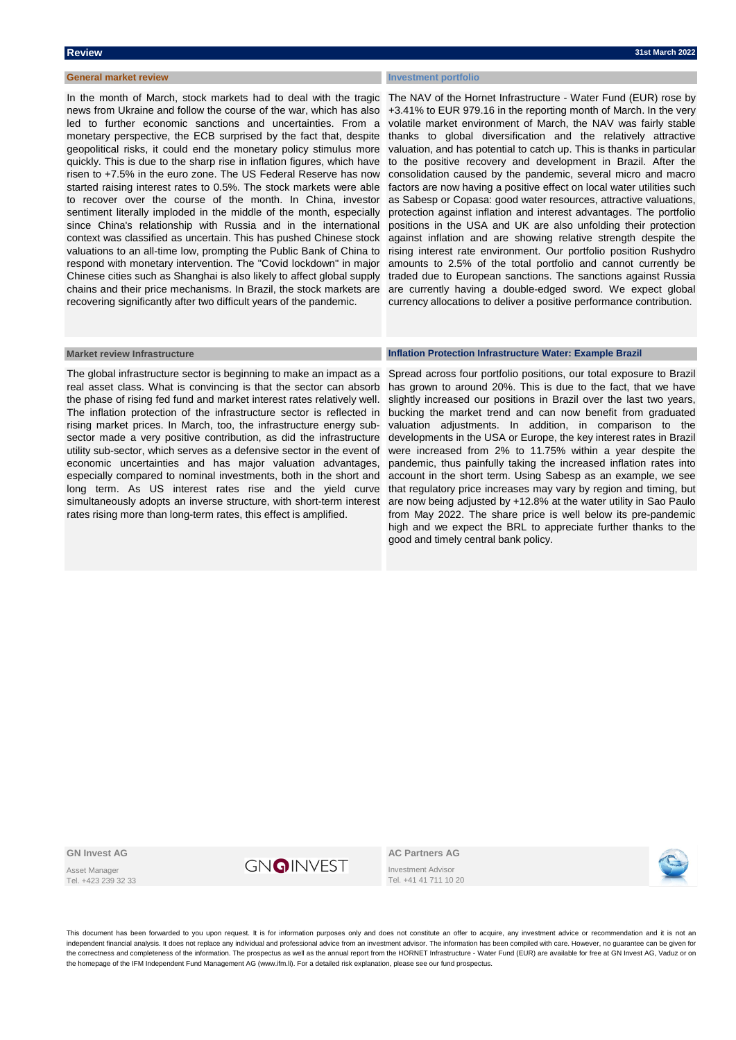## Review

31st March 2022

### General market review

In the month of March, stock markets had to deal with the tragic news from Ukraine and follow the course of the war, which has also led to further economic sanctions and uncertainties. From a monetary perspective, the ECB surprised by the fact that, despite geopolitical risks, it could end the monetary policy stimulus more quickly. This is due to the sharp rise in inflation figures, which have risen to +7.5% in the euro zone. The US Federal Reserve has now started raising interest rates to 0.5%. The stock markets were able to recover over the course of the month. In China, investor sentiment literally imploded in the middle of the month, especially since China's relationship with Russia and in the international context was classified as uncertain. This has pushed Chinese stock valuations to an all-time low, prompting the Public Bank of China to respond with monetary intervention. The "Covid lockdown" in major Chinese cities such as Shanghai is also likely to affect global supply chains and their price mechanisms. In Brazil, the stock markets are recovering significantly after two difficult years of the pandemic.

### Investment portfolio

The NAV of the Hornet Infrastructure - Water Fund (EUR) rose by +3.41% to EUR 979.16 in the reporting month of March. In the very volatile market environment of March, the NAV was fairly stable thanks to global diversification and the relatively attractive valuation, and has potential to catch up. This is thanks in particular to the positive recovery and development in Brazil. After the consolidation caused by the pandemic, several micro and macro factors are now having a positive effect on local water utilities such as Sabesp or Copasa: good water resources, attractive valuations, protection against inflation and interest advantages. The portfolio positions in the USA and UK are also unfolding their protection against inflation and are showing relative strength despite the rising interest rate environment. Our portfolio position Rushydro amounts to 2.5% of the total portfolio and cannot currently be traded due to European sanctions. The sanctions against Russia are currently having a double-edged sword. We expect global currency allocations to deliver a positive performance contribution.

### Market review Infrastructure

The global infrastructure sector is beginning to make an impact as a real asset class. What is convincing is that the sector can absorb the phase of rising fed fund and market interest rates relatively well. The inflation protection of the infrastructure sector is reflected in rising market prices. In March, too, the infrastructure energy sub-sector made a very positive contribution, as did the infrastructure utility sub-sector, which serves as a defensive sector in the event of economic uncertainties and has major valuation advantages, especially compared to nominal investments, both in the short and long term. As US interest rates rise and the yield curve simultaneously adopts an inverse structure, with short-term interest rates rising more than long-term rates, this effect is amplified.

### Inflation Protection Infrastructure Water: Example Brazil

Spread across four portfolio positions, our total exposure to Brazil has grown to around 20%. This is due to the fact, that we have slightly increased our positions in Brazil over the last two years, bucking the market trend and can now benefit from graduated valuation adjustments. In addition, in comparison to the developments in the USA or Europe, the key interest rates in Brazil were increased from 2% to 11.75% within a year despite the pandemic, thus painfully taking the increased inflation rates into account in the short term. Using Sabesp as an example, we see that regulatory price increases may vary by region and timing, but are now being adjusted by +12.8% at the water utility in Sao Paulo from May 2022. The share price is well below its pre-pandemic high and we expect the BRL to appreciate further thanks to the good and timely central bank policy.

**GN Invest AG**
Asset Manager
Tel. +423 239 32 33

GN INVEST

**AC Partners AG**
Investment Advisor
Tel. +41 41 711 10 20

This document has been forwarded to you upon request. It is for information purposes only and does not constitute an offer to acquire, any investment advice or recommendation and it is not an independent financial analysis. It does not replace any individual and professional advice from an investment advisor. The information has been compiled with care. However, no guarantee can be given for the correctness and completeness of the information. The prospectus as well as the annual report from the HORNET Infrastructure - Water Fund (EUR) are available for free at GN Invest AG, Vaduz or on the homepage of the IFM Independent Fund Management AG (www.ifm.li). For a detailed risk explanation, please see our fund prospectus.